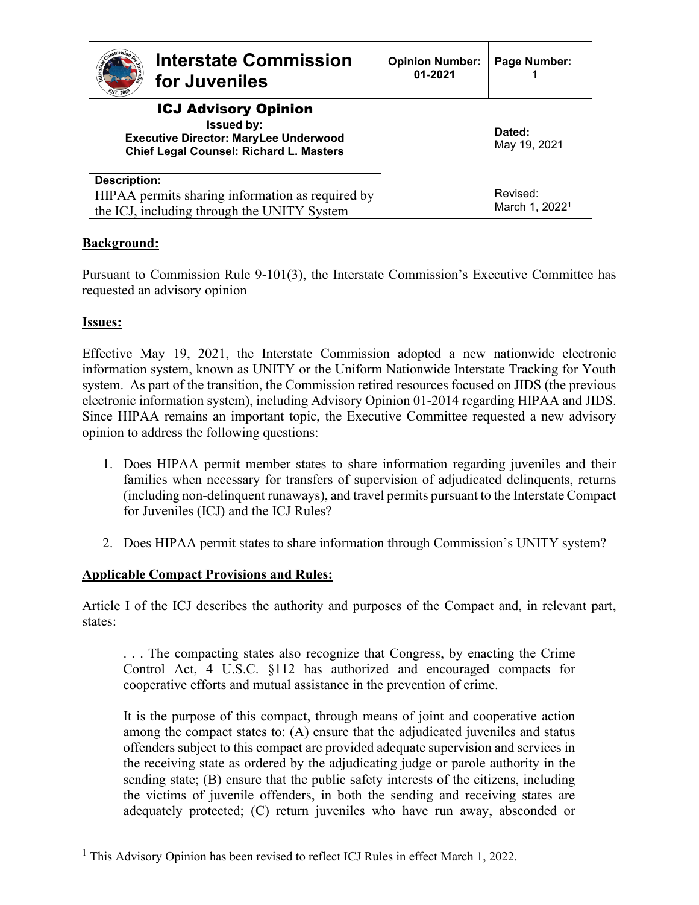| Interstate Commission for Juveniles | Opinion Number: 01-2021 | Page Number: 1 |
|---|---|---|
| **ICJ Advisory Opinion**<br>**Issued by:**<br>**Executive Director: MaryLee Underwood**<br>**Chief Legal Counsel: Richard L. Masters** | **Dated:**<br>May 19, 2021 | |
| **Description:**<br>HIPAA permits sharing information as required by the ICJ, including through the UNITY System | Revised:<br>March 1, 2022[1] | |

## Background:

Pursuant to Commission Rule 9-101(3), the Interstate Commission's Executive Committee has requested an advisory opinion

## Issues:

Effective May 19, 2021, the Interstate Commission adopted a new nationwide electronic information system, known as UNITY or the Uniform Nationwide Interstate Tracking for Youth system. As part of the transition, the Commission retired resources focused on JIDS (the previous electronic information system), including Advisory Opinion 01-2014 regarding HIPAA and JIDS. Since HIPAA remains an important topic, the Executive Committee requested a new advisory opinion to address the following questions:

1. Does HIPAA permit member states to share information regarding juveniles and their families when necessary for transfers of supervision of adjudicated delinquents, returns (including non-delinquent runaways), and travel permits pursuant to the Interstate Compact for Juveniles (ICJ) and the ICJ Rules?

2. Does HIPAA permit states to share information through Commission's UNITY system?

## Applicable Compact Provisions and Rules:

Article I of the ICJ describes the authority and purposes of the Compact and, in relevant part, states:

> . . . The compacting states also recognize that Congress, by enacting the Crime Control Act, 4 U.S.C. §112 has authorized and encouraged compacts for cooperative efforts and mutual assistance in the prevention of crime.
>
> It is the purpose of this compact, through means of joint and cooperative action among the compact states to: (A) ensure that the adjudicated juveniles and status offenders subject to this compact are provided adequate supervision and services in the receiving state as ordered by the adjudicating judge or parole authority in the sending state; (B) ensure that the public safety interests of the citizens, including the victims of juvenile offenders, in both the sending and receiving states are adequately protected; (C) return juveniles who have run away, absconded or

[1] This Advisory Opinion has been revised to reflect ICJ Rules in effect March 1, 2022.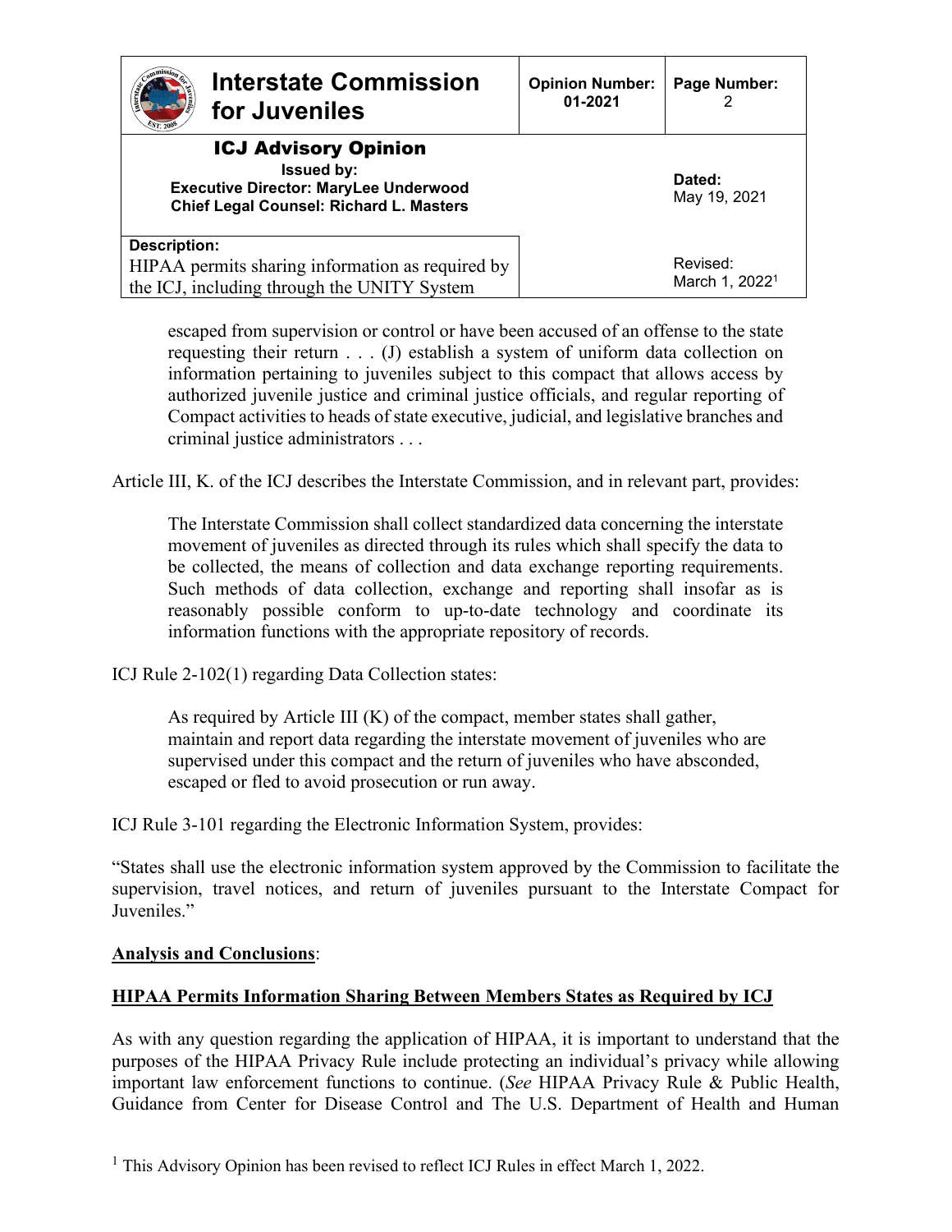> escaped from supervision or control or have been accused of an offense to the state requesting their return . . . (J) establish a system of uniform data collection on information pertaining to juveniles subject to this compact that allows access by authorized juvenile justice and criminal justice officials, and regular reporting of Compact activities to heads of state executive, judicial, and legislative branches and criminal justice administrators . . .

Article III, K. of the ICJ describes the Interstate Commission, and in relevant part, provides:

> The Interstate Commission shall collect standardized data concerning the interstate movement of juveniles as directed through its rules which shall specify the data to be collected, the means of collection and data exchange reporting requirements. Such methods of data collection, exchange and reporting shall insofar as is reasonably possible conform to up-to-date technology and coordinate its information functions with the appropriate repository of records.

ICJ Rule 2-102(1) regarding Data Collection states:

> As required by Article III (K) of the compact, member states shall gather, maintain and report data regarding the interstate movement of juveniles who are supervised under this compact and the return of juveniles who have absconded, escaped or fled to avoid prosecution or run away.

ICJ Rule 3-101 regarding the Electronic Information System, provides:

"States shall use the electronic information system approved by the Commission to facilitate the supervision, travel notices, and return of juveniles pursuant to the Interstate Compact for Juveniles."

**Analysis and Conclusions**:

**HIPAA Permits Information Sharing Between Members States as Required by ICJ**

As with any question regarding the application of HIPAA, it is important to understand that the purposes of the HIPAA Privacy Rule include protecting an individual's privacy while allowing important law enforcement functions to continue. (*See* HIPAA Privacy Rule & Public Health, Guidance from Center for Disease Control and The U.S. Department of Health and Human

[1] This Advisory Opinion has been revised to reflect ICJ Rules in effect March 1, 2022.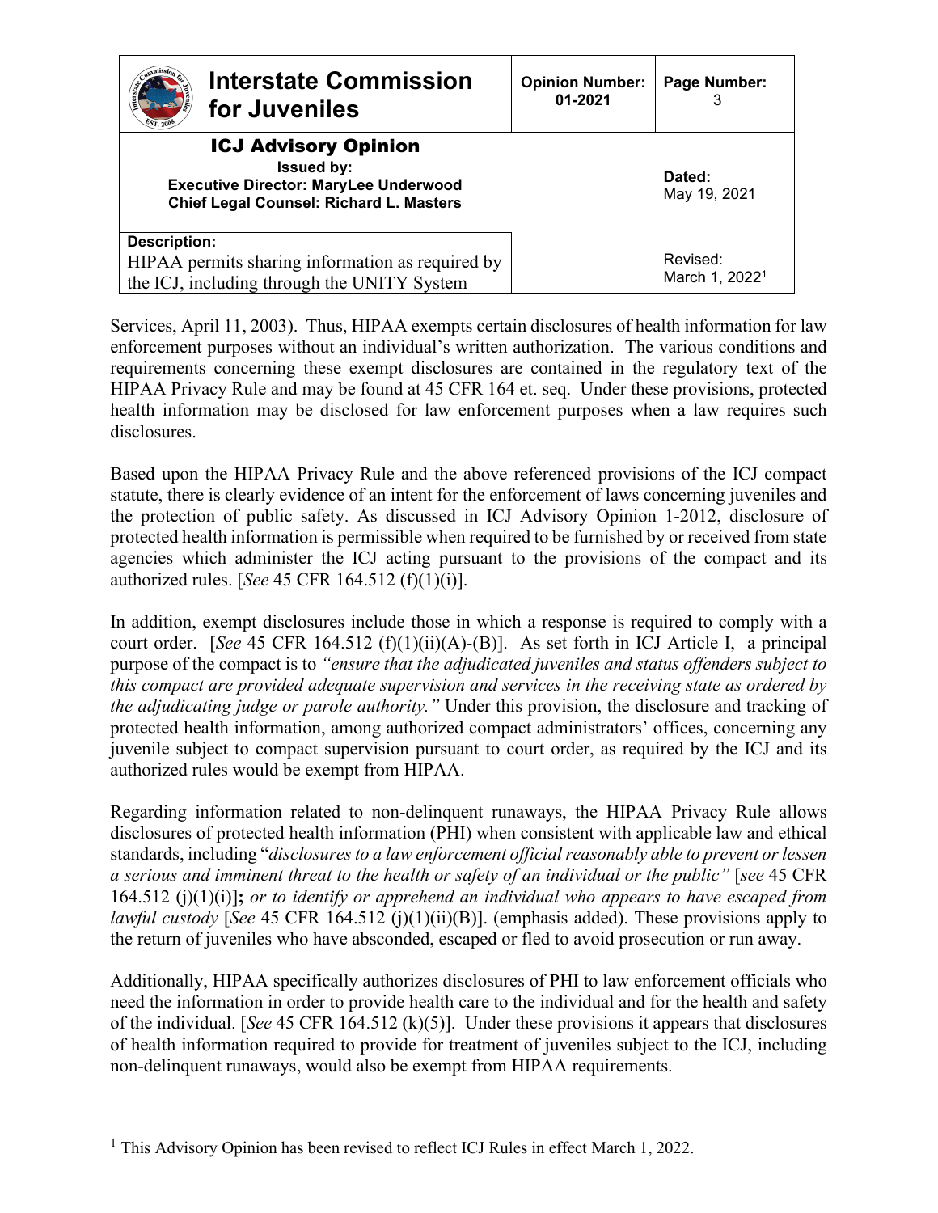Services, April 11, 2003). Thus, HIPAA exempts certain disclosures of health information for law enforcement purposes without an individual's written authorization. The various conditions and requirements concerning these exempt disclosures are contained in the regulatory text of the HIPAA Privacy Rule and may be found at 45 CFR 164 et. seq. Under these provisions, protected health information may be disclosed for law enforcement purposes when a law requires such disclosures.

Based upon the HIPAA Privacy Rule and the above referenced provisions of the ICJ compact statute, there is clearly evidence of an intent for the enforcement of laws concerning juveniles and the protection of public safety. As discussed in ICJ Advisory Opinion 1-2012, disclosure of protected health information is permissible when required to be furnished by or received from state agencies which administer the ICJ acting pursuant to the provisions of the compact and its authorized rules. [*See* 45 CFR 164.512 (f)(1)(i)].

In addition, exempt disclosures include those in which a response is required to comply with a court order. [*See* 45 CFR 164.512 (f)(1)(ii)(A)-(B)]. As set forth in ICJ Article I, a principal purpose of the compact is to *"ensure that the adjudicated juveniles and status offenders subject to this compact are provided adequate supervision and services in the receiving state as ordered by the adjudicating judge or parole authority."* Under this provision, the disclosure and tracking of protected health information, among authorized compact administrators' offices, concerning any juvenile subject to compact supervision pursuant to court order, as required by the ICJ and its authorized rules would be exempt from HIPAA.

Regarding information related to non-delinquent runaways, the HIPAA Privacy Rule allows disclosures of protected health information (PHI) when consistent with applicable law and ethical standards, including "*disclosures to a law enforcement official reasonably able to prevent or lessen a serious and imminent threat to the health or safety of an individual or the public"* [*see* 45 CFR 164.512 (j)(1)(i)]**;** *or to identify or apprehend an individual who appears to have escaped from lawful custody* [*See* 45 CFR 164.512 (j)(1)(ii)(B)]. (emphasis added). These provisions apply to the return of juveniles who have absconded, escaped or fled to avoid prosecution or run away.

Additionally, HIPAA specifically authorizes disclosures of PHI to law enforcement officials who need the information in order to provide health care to the individual and for the health and safety of the individual. [*See* 45 CFR 164.512 (k)(5)]. Under these provisions it appears that disclosures of health information required to provide for treatment of juveniles subject to the ICJ, including non-delinquent runaways, would also be exempt from HIPAA requirements.

[1] This Advisory Opinion has been revised to reflect ICJ Rules in effect March 1, 2022.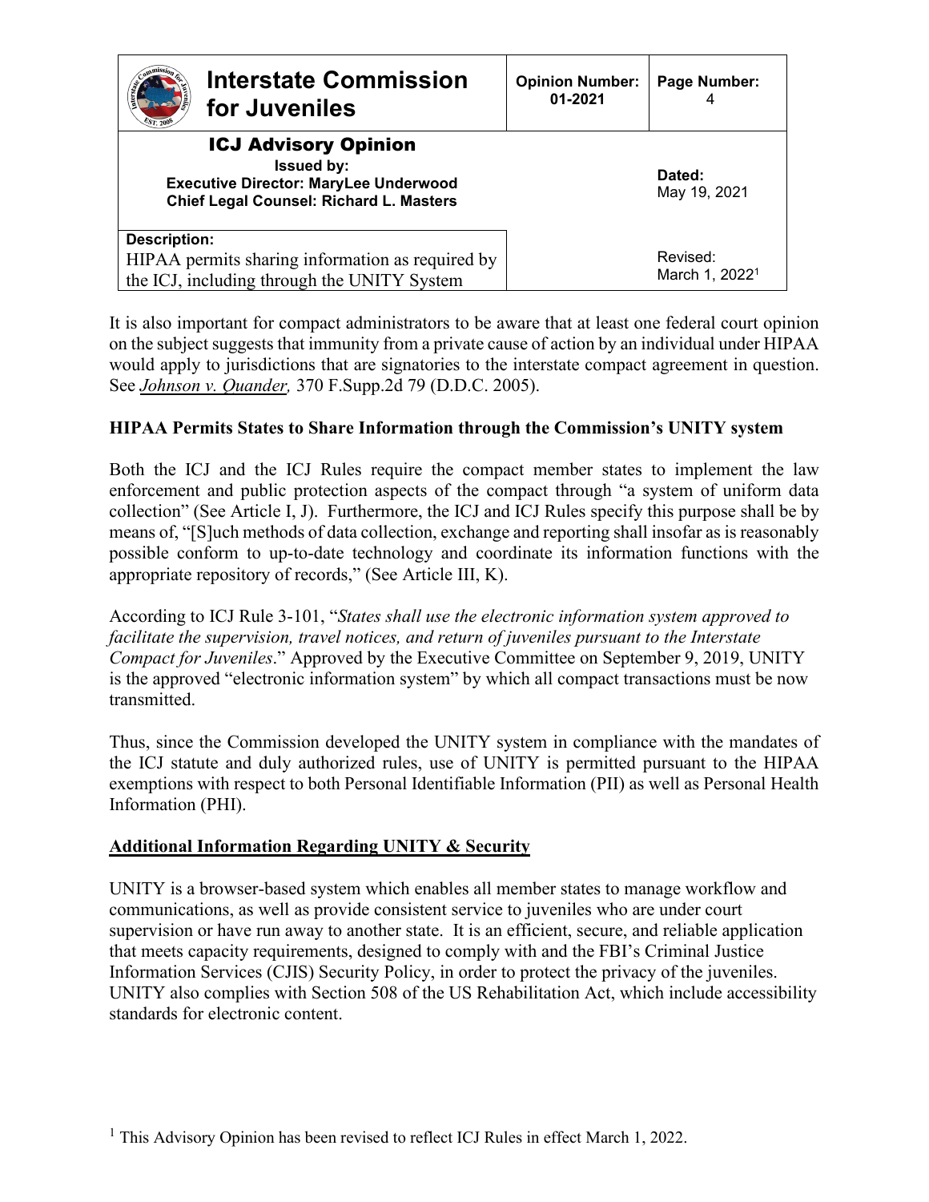It is also important for compact administrators to be aware that at least one federal court opinion on the subject suggests that immunity from a private cause of action by an individual under HIPAA would apply to jurisdictions that are signatories to the interstate compact agreement in question. See *Johnson v. Quander,* 370 F.Supp.2d 79 (D.D.C. 2005).

**HIPAA Permits States to Share Information through the Commission's UNITY system**

Both the ICJ and the ICJ Rules require the compact member states to implement the law enforcement and public protection aspects of the compact through "a system of uniform data collection" (See Article I, J). Furthermore, the ICJ and ICJ Rules specify this purpose shall be by means of, "[S]uch methods of data collection, exchange and reporting shall insofar as is reasonably possible conform to up-to-date technology and coordinate its information functions with the appropriate repository of records," (See Article III, K).

According to ICJ Rule 3-101, "*States shall use the electronic information system approved to facilitate the supervision, travel notices, and return of juveniles pursuant to the Interstate Compact for Juveniles*." Approved by the Executive Committee on September 9, 2019, UNITY is the approved "electronic information system" by which all compact transactions must be now transmitted.

Thus, since the Commission developed the UNITY system in compliance with the mandates of the ICJ statute and duly authorized rules, use of UNITY is permitted pursuant to the HIPAA exemptions with respect to both Personal Identifiable Information (PII) as well as Personal Health Information (PHI).

**Additional Information Regarding UNITY & Security**

UNITY is a browser-based system which enables all member states to manage workflow and communications, as well as provide consistent service to juveniles who are under court supervision or have run away to another state. It is an efficient, secure, and reliable application that meets capacity requirements, designed to comply with and the FBI's Criminal Justice Information Services (CJIS) Security Policy, in order to protect the privacy of the juveniles. UNITY also complies with Section 508 of the US Rehabilitation Act, which include accessibility standards for electronic content.

[1] This Advisory Opinion has been revised to reflect ICJ Rules in effect March 1, 2022.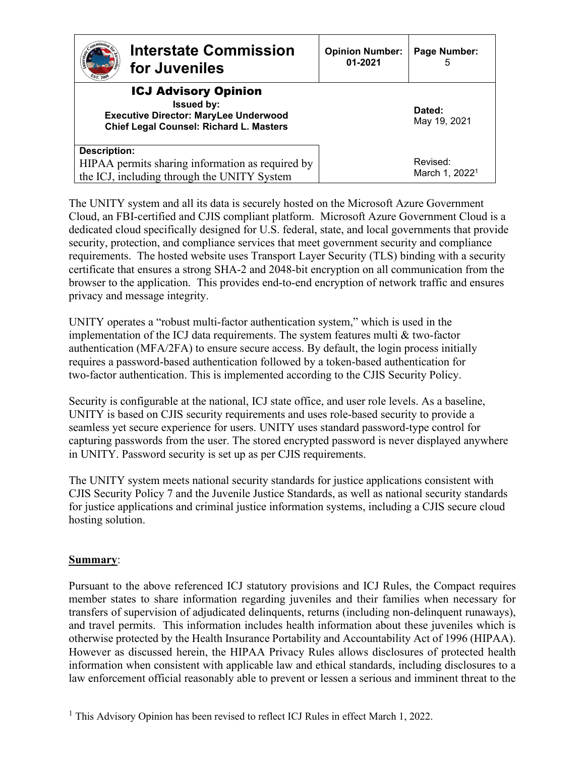The UNITY system and all its data is securely hosted on the Microsoft Azure Government Cloud, an FBI-certified and CJIS compliant platform. Microsoft Azure Government Cloud is a dedicated cloud specifically designed for U.S. federal, state, and local governments that provide security, protection, and compliance services that meet government security and compliance requirements. The hosted website uses Transport Layer Security (TLS) binding with a security certificate that ensures a strong SHA-2 and 2048-bit encryption on all communication from the browser to the application. This provides end-to-end encryption of network traffic and ensures privacy and message integrity.

UNITY operates a "robust multi-factor authentication system," which is used in the implementation of the ICJ data requirements. The system features multi & two-factor authentication (MFA/2FA) to ensure secure access. By default, the login process initially requires a password-based authentication followed by a token-based authentication for two-factor authentication. This is implemented according to the CJIS Security Policy.

Security is configurable at the national, ICJ state office, and user role levels. As a baseline, UNITY is based on CJIS security requirements and uses role-based security to provide a seamless yet secure experience for users. UNITY uses standard password-type control for capturing passwords from the user. The stored encrypted password is never displayed anywhere in UNITY. Password security is set up as per CJIS requirements.

The UNITY system meets national security standards for justice applications consistent with CJIS Security Policy 7 and the Juvenile Justice Standards, as well as national security standards for justice applications and criminal justice information systems, including a CJIS secure cloud hosting solution.

## Summary:

Pursuant to the above referenced ICJ statutory provisions and ICJ Rules, the Compact requires member states to share information regarding juveniles and their families when necessary for transfers of supervision of adjudicated delinquents, returns (including non-delinquent runaways), and travel permits. This information includes health information about these juveniles which is otherwise protected by the Health Insurance Portability and Accountability Act of 1996 (HIPAA). However as discussed herein, the HIPAA Privacy Rules allows disclosures of protected health information when consistent with applicable law and ethical standards, including disclosures to a law enforcement official reasonably able to prevent or lessen a serious and imminent threat to the

[1] This Advisory Opinion has been revised to reflect ICJ Rules in effect March 1, 2022.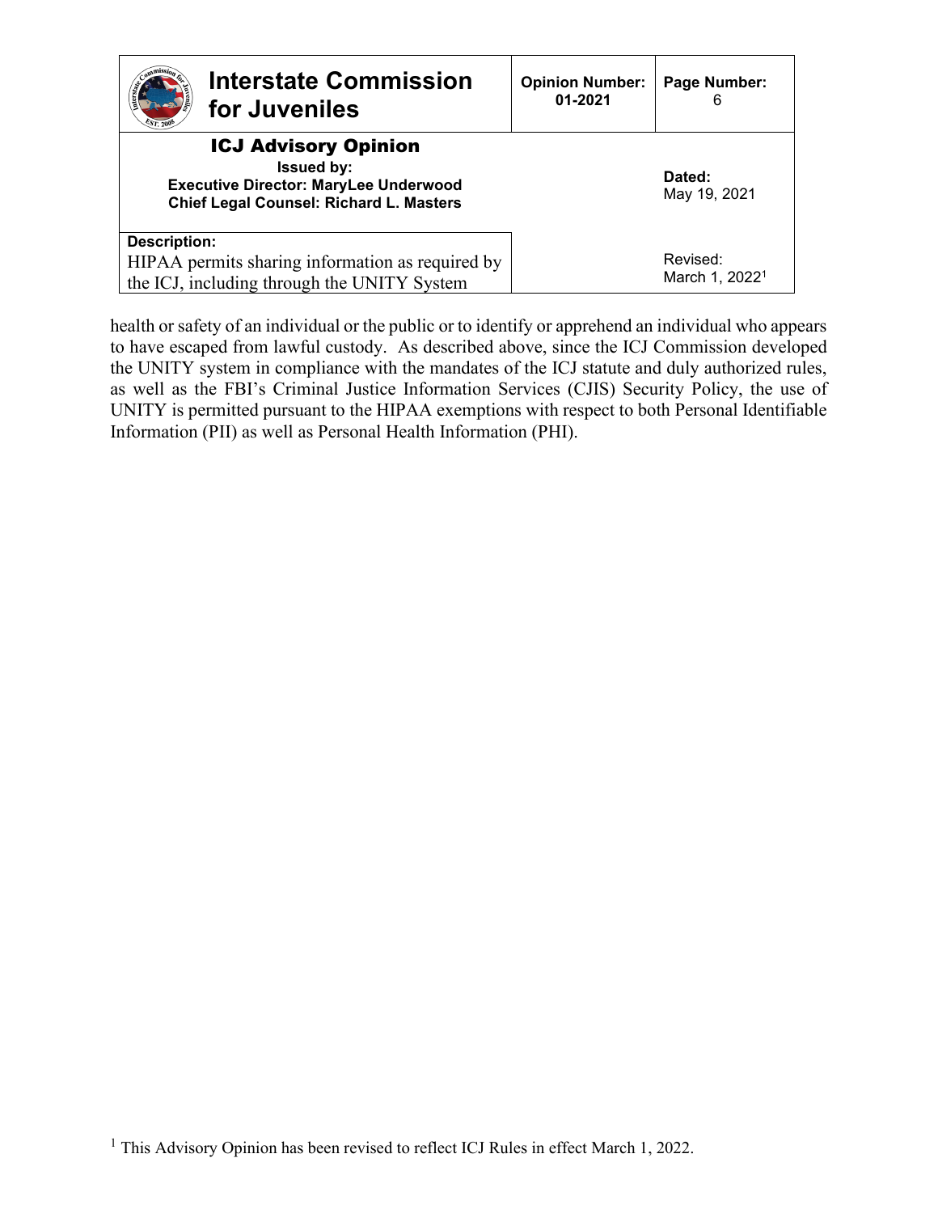health or safety of an individual or the public or to identify or apprehend an individual who appears to have escaped from lawful custody. As described above, since the ICJ Commission developed the UNITY system in compliance with the mandates of the ICJ statute and duly authorized rules, as well as the FBI's Criminal Justice Information Services (CJIS) Security Policy, the use of UNITY is permitted pursuant to the HIPAA exemptions with respect to both Personal Identifiable Information (PII) as well as Personal Health Information (PHI).

[1] This Advisory Opinion has been revised to reflect ICJ Rules in effect March 1, 2022.